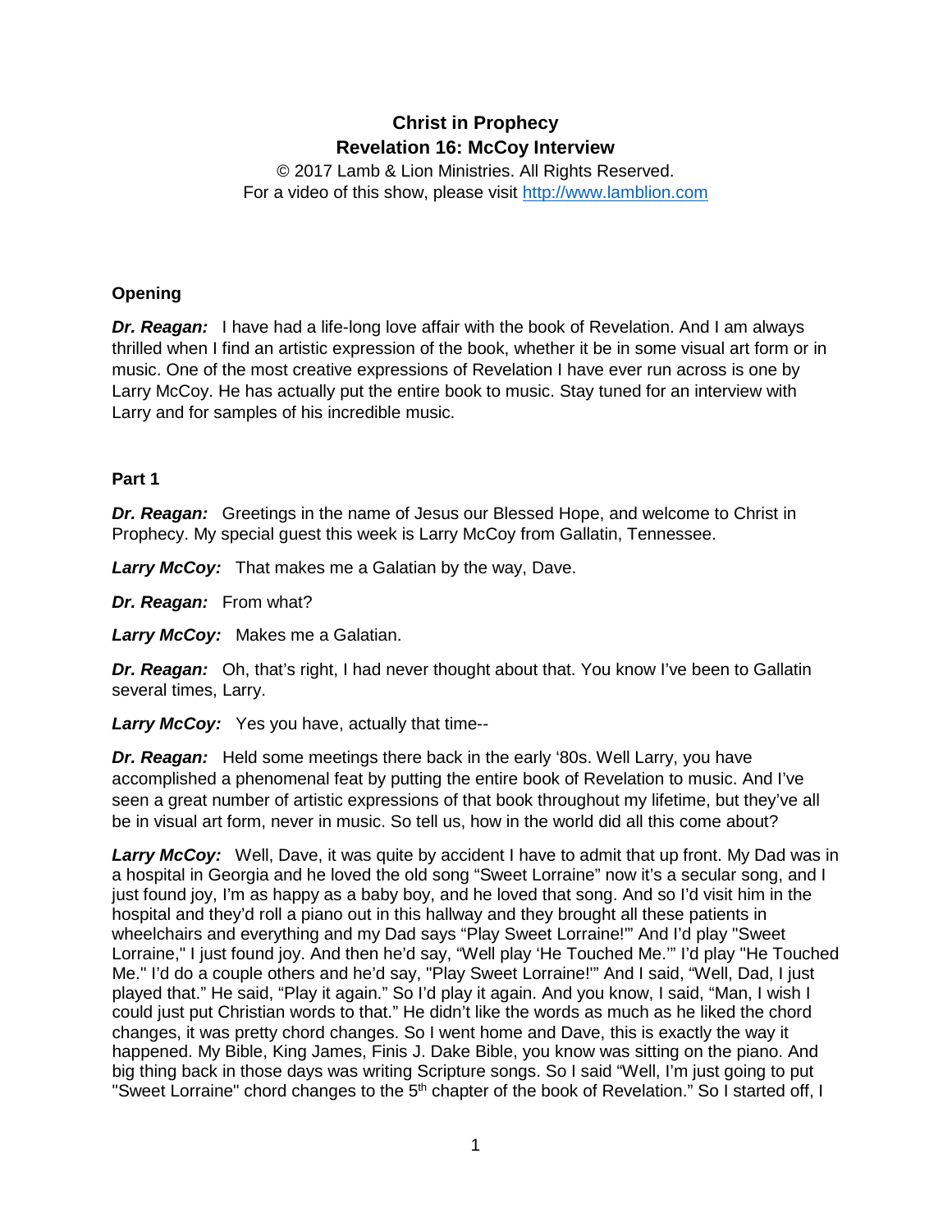**Christ in Prophecy**
**Revelation 16: McCoy Interview**

© 2017 Lamb & Lion Ministries. All Rights Reserved.
For a video of this show, please visit http://www.lamblion.com

**Opening**

***Dr. Reagan:*** I have had a life-long love affair with the book of Revelation. And I am always thrilled when I find an artistic expression of the book, whether it be in some visual art form or in music. One of the most creative expressions of Revelation I have ever run across is one by Larry McCoy. He has actually put the entire book to music. Stay tuned for an interview with Larry and for samples of his incredible music.

**Part 1**

***Dr. Reagan:*** Greetings in the name of Jesus our Blessed Hope, and welcome to Christ in Prophecy. My special guest this week is Larry McCoy from Gallatin, Tennessee.

***Larry McCoy:*** That makes me a Galatian by the way, Dave.

***Dr. Reagan:*** From what?

***Larry McCoy:*** Makes me a Galatian.

***Dr. Reagan:*** Oh, that's right, I had never thought about that. You know I've been to Gallatin several times, Larry.

***Larry McCoy:*** Yes you have, actually that time--

***Dr. Reagan:*** Held some meetings there back in the early '80s. Well Larry, you have accomplished a phenomenal feat by putting the entire book of Revelation to music. And I've seen a great number of artistic expressions of that book throughout my lifetime, but they've all be in visual art form, never in music. So tell us, how in the world did all this come about?

***Larry McCoy:*** Well, Dave, it was quite by accident I have to admit that up front. My Dad was in a hospital in Georgia and he loved the old song "Sweet Lorraine" now it's a secular song, and I just found joy, I'm as happy as a baby boy, and he loved that song. And so I'd visit him in the hospital and they'd roll a piano out in this hallway and they brought all these patients in wheelchairs and everything and my Dad says "Play Sweet Lorraine!'" And I'd play "Sweet Lorraine," I just found joy. And then he'd say, "Well play 'He Touched Me.'" I'd play "He Touched Me." I'd do a couple others and he'd say, "Play Sweet Lorraine!'" And I said, "Well, Dad, I just played that." He said, "Play it again." So I'd play it again. And you know, I said, "Man, I wish I could just put Christian words to that." He didn't like the words as much as he liked the chord changes, it was pretty chord changes. So I went home and Dave, this is exactly the way it happened. My Bible, King James, Finis J. Dake Bible, you know was sitting on the piano. And big thing back in those days was writing Scripture songs. So I said "Well, I'm just going to put "Sweet Lorraine" chord changes to the 5th chapter of the book of Revelation." So I started off, I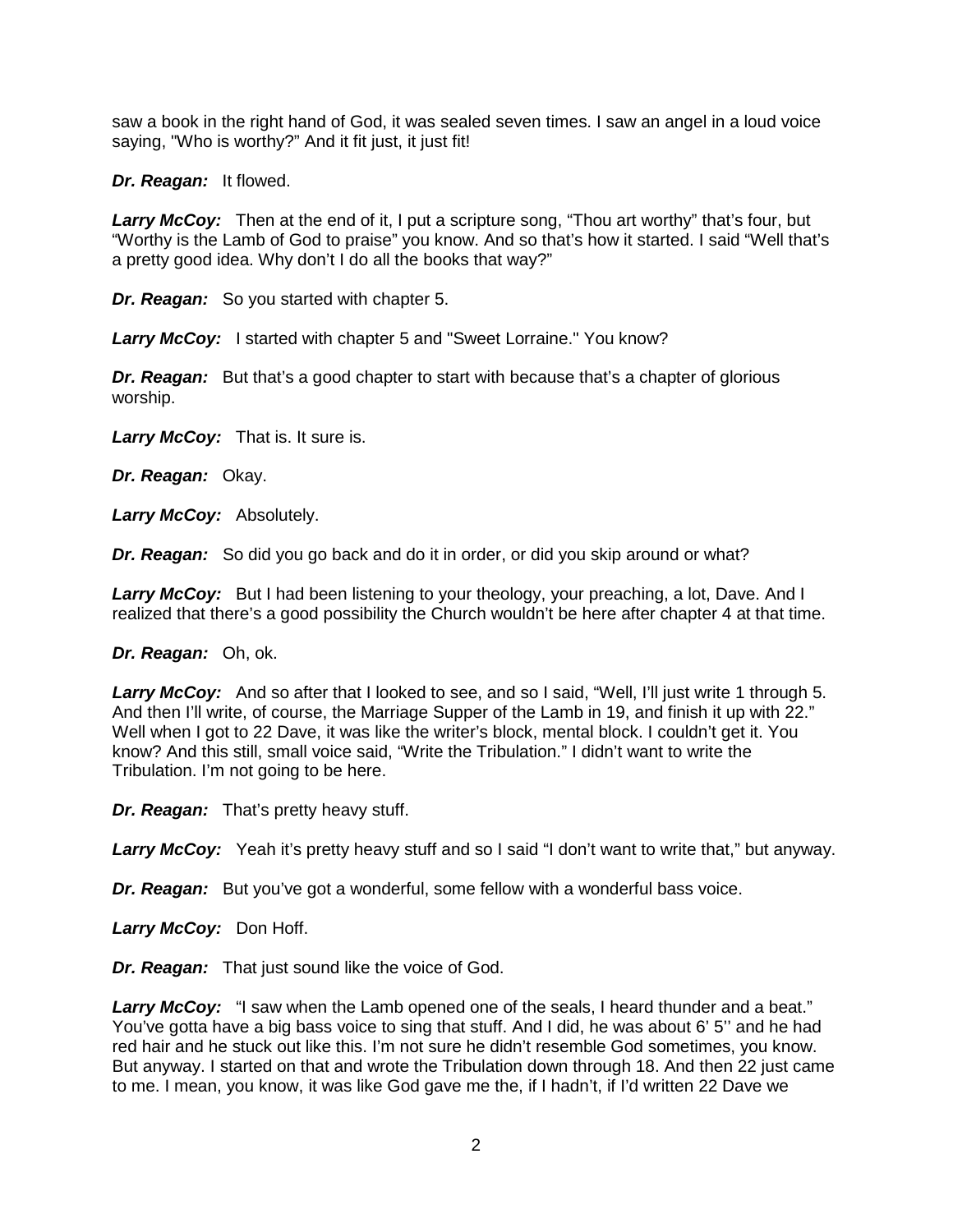saw a book in the right hand of God, it was sealed seven times. I saw an angel in a loud voice saying, "Who is worthy?" And it fit just, it just fit!

***Dr. Reagan:*** It flowed.

***Larry McCoy:*** Then at the end of it, I put a scripture song, "Thou art worthy" that's four, but "Worthy is the Lamb of God to praise" you know. And so that's how it started. I said "Well that's a pretty good idea. Why don't I do all the books that way?"

***Dr. Reagan:*** So you started with chapter 5.

***Larry McCoy:*** I started with chapter 5 and "Sweet Lorraine." You know?

***Dr. Reagan:*** But that's a good chapter to start with because that's a chapter of glorious worship.

***Larry McCoy:*** That is. It sure is.

***Dr. Reagan:*** Okay.

***Larry McCoy:*** Absolutely.

***Dr. Reagan:*** So did you go back and do it in order, or did you skip around or what?

***Larry McCoy:*** But I had been listening to your theology, your preaching, a lot, Dave. And I realized that there's a good possibility the Church wouldn't be here after chapter 4 at that time.

***Dr. Reagan:*** Oh, ok.

***Larry McCoy:*** And so after that I looked to see, and so I said, "Well, I'll just write 1 through 5. And then I'll write, of course, the Marriage Supper of the Lamb in 19, and finish it up with 22." Well when I got to 22 Dave, it was like the writer's block, mental block. I couldn't get it. You know? And this still, small voice said, "Write the Tribulation." I didn't want to write the Tribulation. I'm not going to be here.

***Dr. Reagan:*** That's pretty heavy stuff.

***Larry McCoy:*** Yeah it's pretty heavy stuff and so I said "I don't want to write that," but anyway.

***Dr. Reagan:*** But you've got a wonderful, some fellow with a wonderful bass voice.

***Larry McCoy:*** Don Hoff.

***Dr. Reagan:*** That just sound like the voice of God.

***Larry McCoy:*** "I saw when the Lamb opened one of the seals, I heard thunder and a beat." You've gotta have a big bass voice to sing that stuff. And I did, he was about 6' 5'' and he had red hair and he stuck out like this. I'm not sure he didn't resemble God sometimes, you know. But anyway. I started on that and wrote the Tribulation down through 18. And then 22 just came to me. I mean, you know, it was like God gave me the, if I hadn't, if I'd written 22 Dave we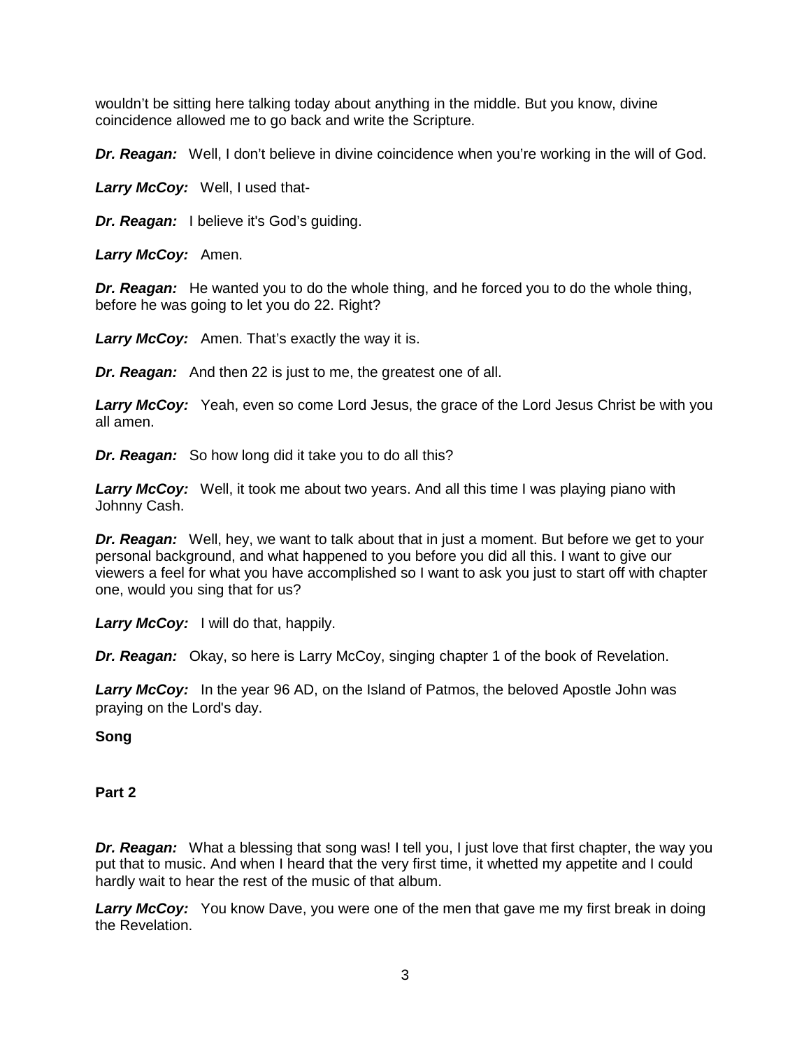wouldn't be sitting here talking today about anything in the middle. But you know, divine coincidence allowed me to go back and write the Scripture.

***Dr. Reagan:*** Well, I don't believe in divine coincidence when you're working in the will of God.

***Larry McCoy:*** Well, I used that-

***Dr. Reagan:*** I believe it's God's guiding.

***Larry McCoy:*** Amen.

***Dr. Reagan:*** He wanted you to do the whole thing, and he forced you to do the whole thing, before he was going to let you do 22. Right?

***Larry McCoy:*** Amen. That's exactly the way it is.

***Dr. Reagan:*** And then 22 is just to me, the greatest one of all.

***Larry McCoy:*** Yeah, even so come Lord Jesus, the grace of the Lord Jesus Christ be with you all amen.

***Dr. Reagan:*** So how long did it take you to do all this?

***Larry McCoy:*** Well, it took me about two years. And all this time I was playing piano with Johnny Cash.

***Dr. Reagan:*** Well, hey, we want to talk about that in just a moment. But before we get to your personal background, and what happened to you before you did all this. I want to give our viewers a feel for what you have accomplished so I want to ask you just to start off with chapter one, would you sing that for us?

***Larry McCoy:*** I will do that, happily.

***Dr. Reagan:*** Okay, so here is Larry McCoy, singing chapter 1 of the book of Revelation.

***Larry McCoy:*** In the year 96 AD, on the Island of Patmos, the beloved Apostle John was praying on the Lord's day.

**Song**

**Part 2**

***Dr. Reagan:*** What a blessing that song was! I tell you, I just love that first chapter, the way you put that to music. And when I heard that the very first time, it whetted my appetite and I could hardly wait to hear the rest of the music of that album.

***Larry McCoy:*** You know Dave, you were one of the men that gave me my first break in doing the Revelation.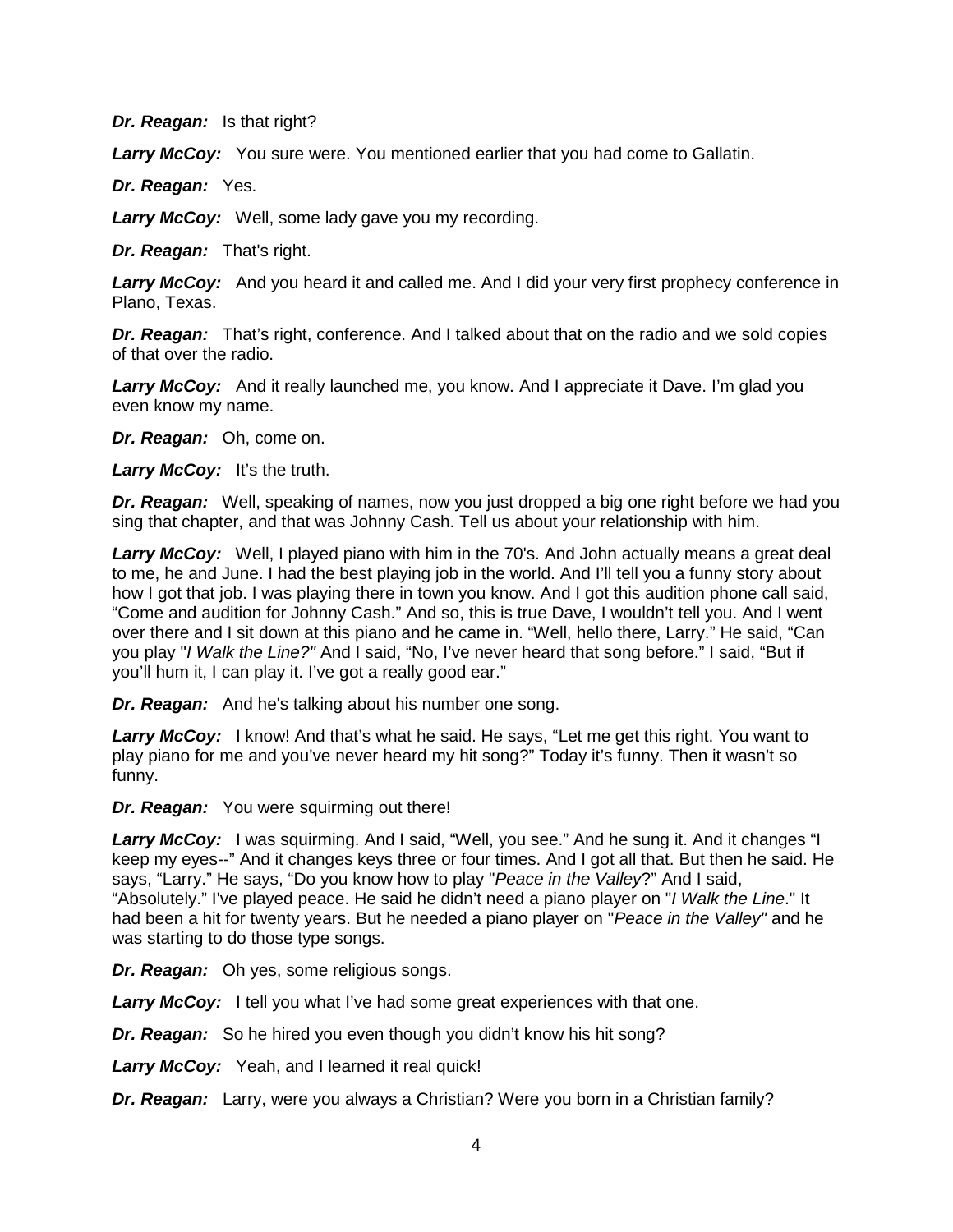***Dr. Reagan:*** Is that right?

***Larry McCoy:*** You sure were. You mentioned earlier that you had come to Gallatin.

***Dr. Reagan:*** Yes.

***Larry McCoy:*** Well, some lady gave you my recording.

***Dr. Reagan:*** That's right.

***Larry McCoy:*** And you heard it and called me. And I did your very first prophecy conference in Plano, Texas.

***Dr. Reagan:*** That's right, conference. And I talked about that on the radio and we sold copies of that over the radio.

***Larry McCoy:*** And it really launched me, you know. And I appreciate it Dave. I'm glad you even know my name.

***Dr. Reagan:*** Oh, come on.

***Larry McCoy:*** It's the truth.

***Dr. Reagan:*** Well, speaking of names, now you just dropped a big one right before we had you sing that chapter, and that was Johnny Cash. Tell us about your relationship with him.

***Larry McCoy:*** Well, I played piano with him in the 70's. And John actually means a great deal to me, he and June. I had the best playing job in the world. And I'll tell you a funny story about how I got that job. I was playing there in town you know. And I got this audition phone call said, "Come and audition for Johnny Cash." And so, this is true Dave, I wouldn't tell you. And I went over there and I sit down at this piano and he came in. "Well, hello there, Larry." He said, "Can you play "*I Walk the Line?"* And I said, "No, I've never heard that song before." I said, "But if you'll hum it, I can play it. I've got a really good ear."

***Dr. Reagan:*** And he's talking about his number one song.

***Larry McCoy:*** I know! And that's what he said. He says, "Let me get this right. You want to play piano for me and you've never heard my hit song?" Today it's funny. Then it wasn't so funny.

***Dr. Reagan:*** You were squirming out there!

***Larry McCoy:*** I was squirming. And I said, "Well, you see." And he sung it. And it changes "I keep my eyes--" And it changes keys three or four times. And I got all that. But then he said. He says, "Larry." He says, "Do you know how to play "*Peace in the Valley*?" And I said, "Absolutely." I've played peace. He said he didn't need a piano player on "*I Walk the Line*." It had been a hit for twenty years. But he needed a piano player on "*Peace in the Valley"* and he was starting to do those type songs.

***Dr. Reagan:*** Oh yes, some religious songs.

***Larry McCoy:*** I tell you what I've had some great experiences with that one.

***Dr. Reagan:*** So he hired you even though you didn't know his hit song?

***Larry McCoy:*** Yeah, and I learned it real quick!

***Dr. Reagan:*** Larry, were you always a Christian? Were you born in a Christian family?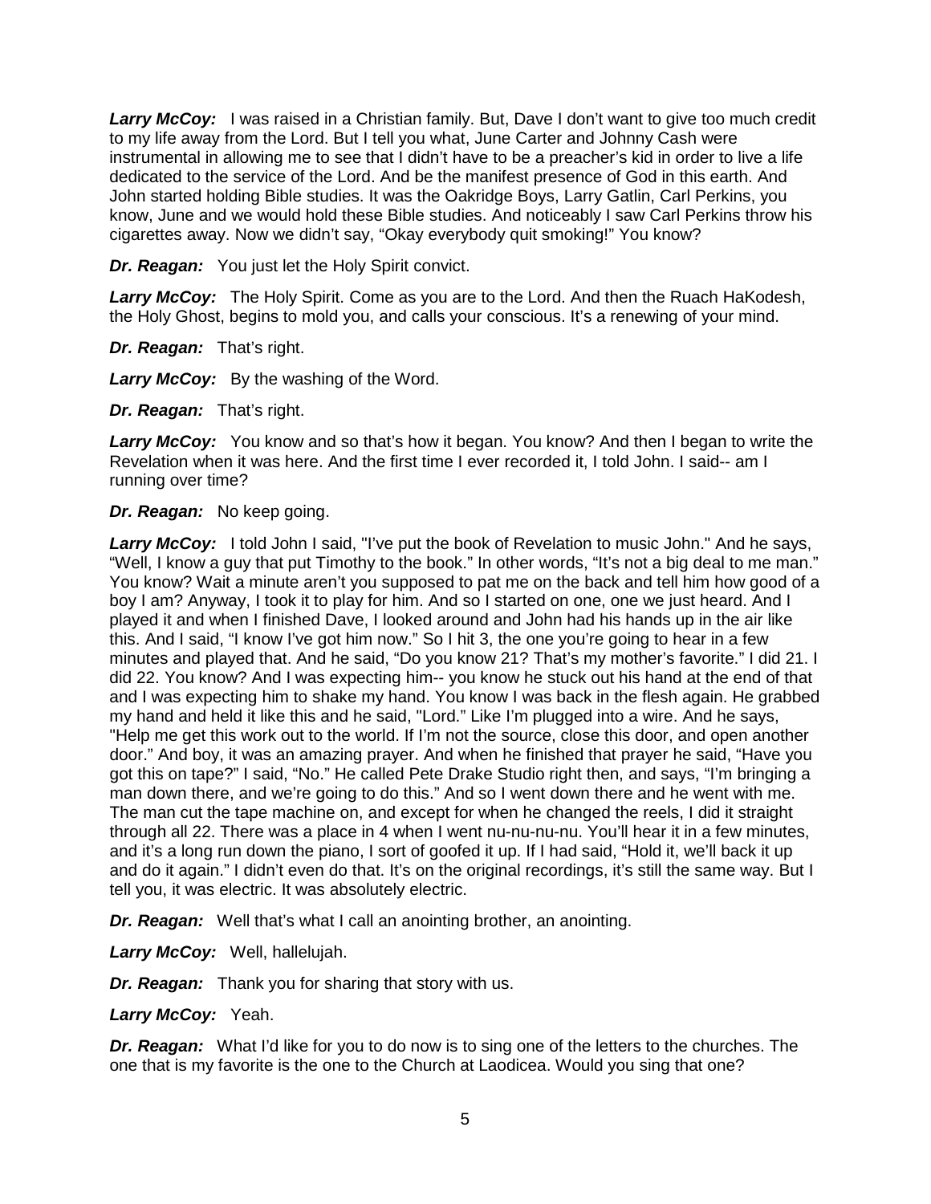***Larry McCoy:*** I was raised in a Christian family. But, Dave I don't want to give too much credit to my life away from the Lord. But I tell you what, June Carter and Johnny Cash were instrumental in allowing me to see that I didn't have to be a preacher's kid in order to live a life dedicated to the service of the Lord. And be the manifest presence of God in this earth. And John started holding Bible studies. It was the Oakridge Boys, Larry Gatlin, Carl Perkins, you know, June and we would hold these Bible studies. And noticeably I saw Carl Perkins throw his cigarettes away. Now we didn't say, "Okay everybody quit smoking!" You know?

***Dr. Reagan:*** You just let the Holy Spirit convict.

***Larry McCoy:*** The Holy Spirit. Come as you are to the Lord. And then the Ruach HaKodesh, the Holy Ghost, begins to mold you, and calls your conscious. It's a renewing of your mind.

***Dr. Reagan:*** That's right.

***Larry McCoy:*** By the washing of the Word.

***Dr. Reagan:*** That's right.

***Larry McCoy:*** You know and so that's how it began. You know? And then I began to write the Revelation when it was here. And the first time I ever recorded it, I told John. I said-- am I running over time?

***Dr. Reagan:*** No keep going.

***Larry McCoy:*** I told John I said, "I've put the book of Revelation to music John." And he says, "Well, I know a guy that put Timothy to the book." In other words, "It's not a big deal to me man." You know? Wait a minute aren't you supposed to pat me on the back and tell him how good of a boy I am? Anyway, I took it to play for him. And so I started on one, one we just heard. And I played it and when I finished Dave, I looked around and John had his hands up in the air like this. And I said, "I know I've got him now." So I hit 3, the one you're going to hear in a few minutes and played that. And he said, "Do you know 21? That's my mother's favorite." I did 21. I did 22. You know? And I was expecting him-- you know he stuck out his hand at the end of that and I was expecting him to shake my hand. You know I was back in the flesh again. He grabbed my hand and held it like this and he said, "Lord." Like I'm plugged into a wire. And he says, "Help me get this work out to the world. If I'm not the source, close this door, and open another door." And boy, it was an amazing prayer. And when he finished that prayer he said, "Have you got this on tape?" I said, "No." He called Pete Drake Studio right then, and says, "I'm bringing a man down there, and we're going to do this." And so I went down there and he went with me. The man cut the tape machine on, and except for when he changed the reels, I did it straight through all 22. There was a place in 4 when I went nu-nu-nu-nu. You'll hear it in a few minutes, and it's a long run down the piano, I sort of goofed it up. If I had said, "Hold it, we'll back it up and do it again." I didn't even do that. It's on the original recordings, it's still the same way. But I tell you, it was electric. It was absolutely electric.

***Dr. Reagan:*** Well that's what I call an anointing brother, an anointing.

***Larry McCoy:*** Well, hallelujah.

***Dr. Reagan:*** Thank you for sharing that story with us.

***Larry McCoy:*** Yeah.

***Dr. Reagan:*** What I'd like for you to do now is to sing one of the letters to the churches. The one that is my favorite is the one to the Church at Laodicea. Would you sing that one?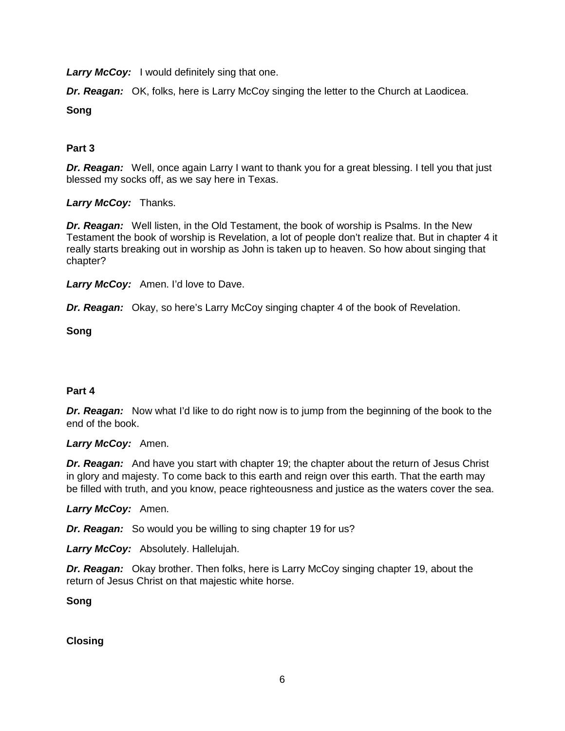***Larry McCoy:*** I would definitely sing that one.

***Dr. Reagan:*** OK, folks, here is Larry McCoy singing the letter to the Church at Laodicea.

**Song**

**Part 3**

***Dr. Reagan:*** Well, once again Larry I want to thank you for a great blessing. I tell you that just blessed my socks off, as we say here in Texas.

***Larry McCoy:*** Thanks.

***Dr. Reagan:*** Well listen, in the Old Testament, the book of worship is Psalms. In the New Testament the book of worship is Revelation, a lot of people don't realize that. But in chapter 4 it really starts breaking out in worship as John is taken up to heaven. So how about singing that chapter?

***Larry McCoy:*** Amen. I'd love to Dave.

***Dr. Reagan:*** Okay, so here's Larry McCoy singing chapter 4 of the book of Revelation.

**Song**

**Part 4**

***Dr. Reagan:*** Now what I'd like to do right now is to jump from the beginning of the book to the end of the book.

***Larry McCoy:*** Amen.

***Dr. Reagan:*** And have you start with chapter 19; the chapter about the return of Jesus Christ in glory and majesty. To come back to this earth and reign over this earth. That the earth may be filled with truth, and you know, peace righteousness and justice as the waters cover the sea.

***Larry McCoy:*** Amen.

***Dr. Reagan:*** So would you be willing to sing chapter 19 for us?

***Larry McCoy:*** Absolutely. Hallelujah.

***Dr. Reagan:*** Okay brother. Then folks, here is Larry McCoy singing chapter 19, about the return of Jesus Christ on that majestic white horse.

**Song**

**Closing**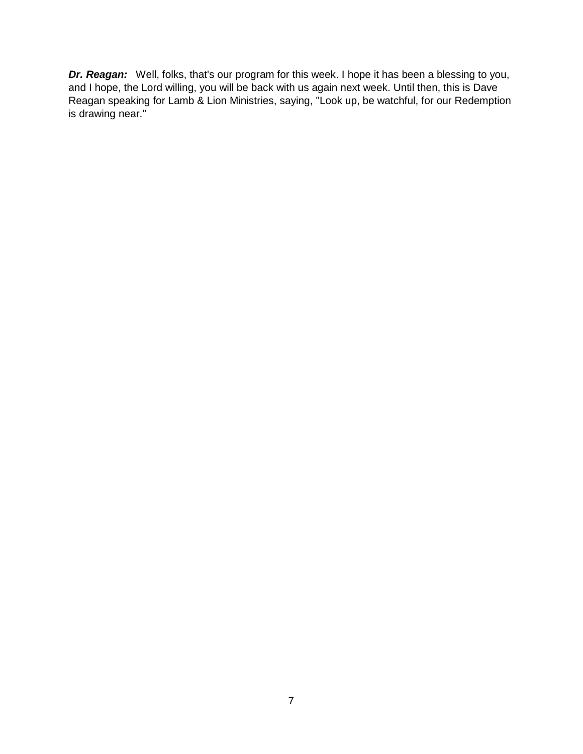***Dr. Reagan:*** Well, folks, that's our program for this week. I hope it has been a blessing to you, and I hope, the Lord willing, you will be back with us again next week. Until then, this is Dave Reagan speaking for Lamb & Lion Ministries, saying, "Look up, be watchful, for our Redemption is drawing near."